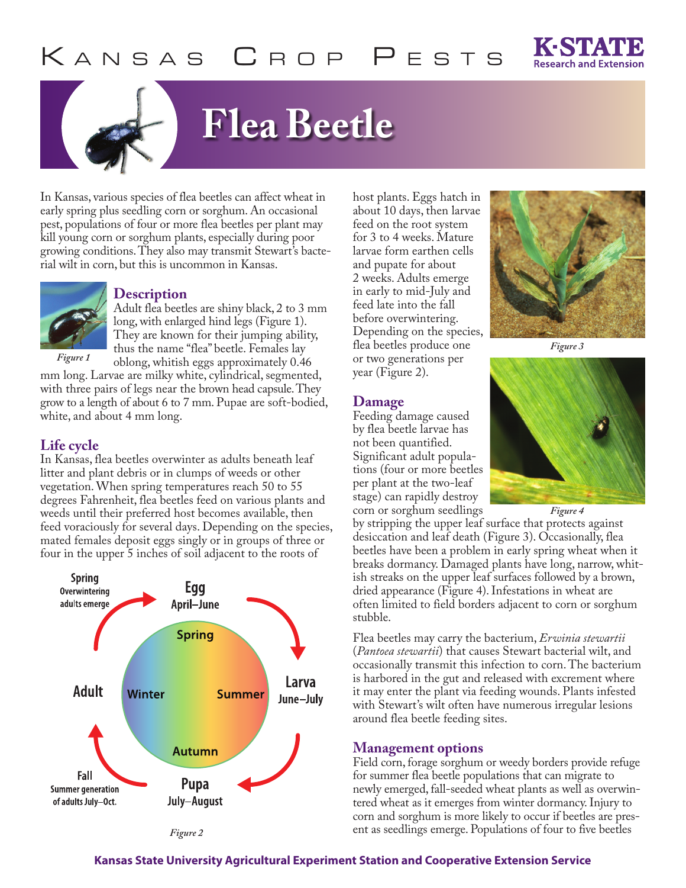# Kansas Crop Pests

# Flea Beetle

In Kansas, various species of flea beetles can affect wheat in early spring plus seedling corn or sorghum. An occasional pest, populations of four or more flea beetles per plant may kill young corn or sorghum plants, especially during poor growing conditions. They also may transmit Stewart's bacterial wilt in corn, but this is uncommon in Kansas.

## Description

Adult flea beetles are shiny black, 2 to 3 mm long, with enlarged hind legs (Figure 1). They are known for their jumping ability, thus the name "flea" beetle. Females lay oblong, whitish eggs approximately 0.46 mm long. Larvae are milky white, cylindrical, segmented, with three pairs of legs near the brown head capsule. They grow to a length of about 6 to 7 mm. Pupae are soft-bodied, white, and about 4 mm long.

*Figure 1*

## Life cycle

In Kansas, flea beetles overwinter as adults beneath leaf litter and plant debris or in clumps of weeds or other vegetation. When spring temperatures reach 50 to 55 degrees Fahrenheit, flea beetles feed on various plants and weeds until their preferred host becomes available, then feed voraciously for several days. Depending on the species, mated females deposit eggs singly or in groups of three or four in the upper 5 inches of soil adjacent to the roots of host plants. Eggs hatch in about 10 days, then larvae feed on the root system for 3 to 4 weeks. Mature larvae form earthen cells and pupate for about 2 weeks. Adults emerge in early to mid-July and feed late into the fall before overwintering. Depending on the species, flea beetles produce one or two generations per year (Figure 2).

Spring – Overwintering adults emerge

Egg – April–June

Larva – June–July

Pupa – July–August

Fall – Summer generation of adults July–Oct.

Adult

Winter / Spring / Summer / Autumn

*Figure 2*

*Figure 3*

*Figure 4*

## Damage

Feeding damage caused by flea beetle larvae has not been quantified. Significant adult populations (four or more beetles per plant at the two-leaf stage) can rapidly destroy corn or sorghum seedlings by stripping the upper leaf surface that protects against desiccation and leaf death (Figure 3). Occasionally, flea beetles have been a problem in early spring wheat when it breaks dormancy. Damaged plants have long, narrow, whitish streaks on the upper leaf surfaces followed by a brown, dried appearance (Figure 4). Infestations in wheat are often limited to field borders adjacent to corn or sorghum stubble.

Flea beetles may carry the bacterium, *Erwinia stewartii* (*Pantoea stewartii*) that causes Stewart bacterial wilt, and occasionally transmit this infection to corn. The bacterium is harbored in the gut and released with excrement where it may enter the plant via feeding wounds. Plants infested with Stewart's wilt often have numerous irregular lesions around flea beetle feeding sites.

## Management options

Field corn, forage sorghum or weedy borders provide refuge for summer flea beetle populations that can migrate to newly emerged, fall-seeded wheat plants as well as overwintered wheat as it emerges from winter dormancy. Injury to corn and sorghum is more likely to occur if beetles are present as seedlings emerge. Populations of four to five beetles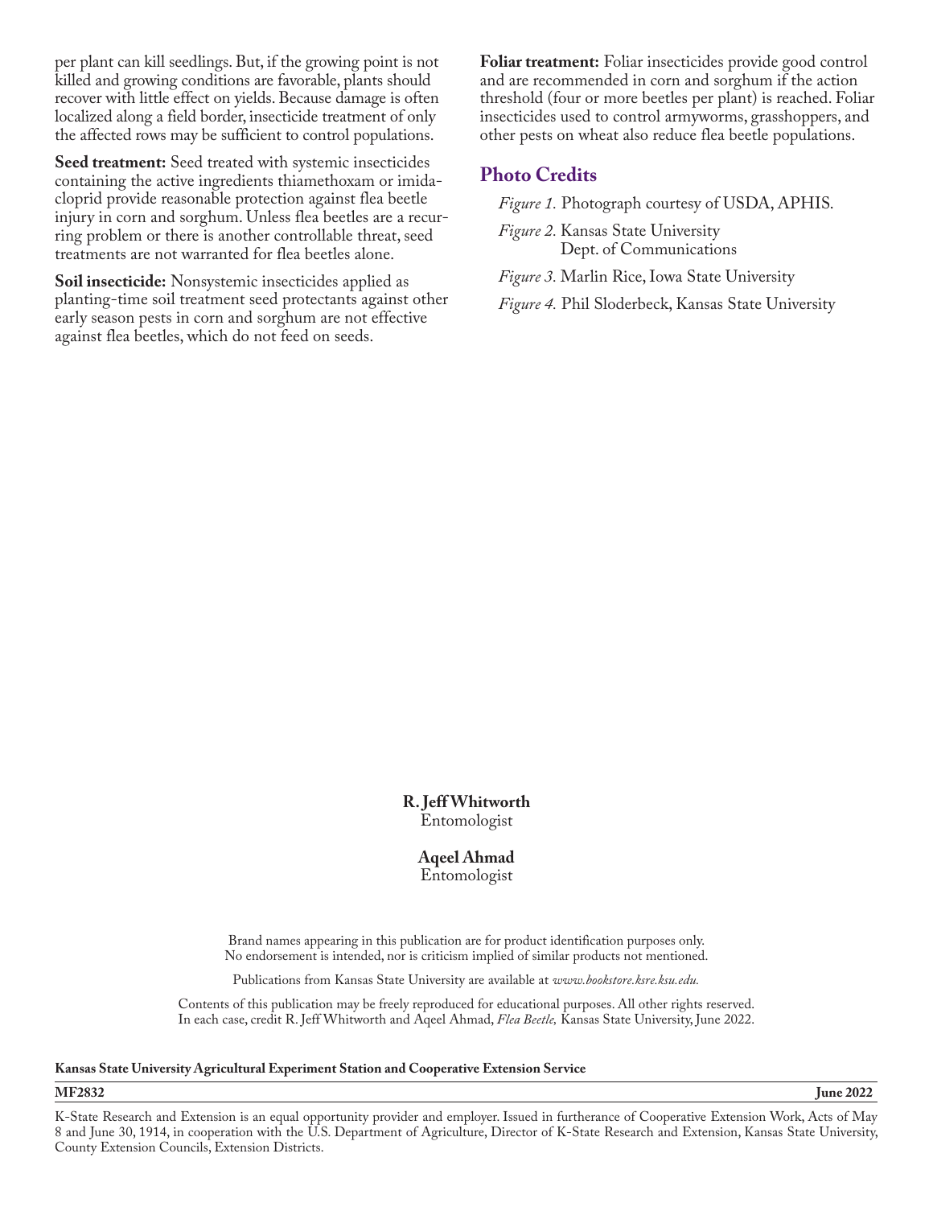per plant can kill seedlings. But, if the growing point is not killed and growing conditions are favorable, plants should recover with little effect on yields. Because damage is often localized along a field border, insecticide treatment of only the affected rows may be sufficient to control populations.

**Seed treatment:** Seed treated with systemic insecticides containing the active ingredients thiamethoxam or imidacloprid provide reasonable protection against flea beetle injury in corn and sorghum. Unless flea beetles are a recurring problem or there is another controllable threat, seed treatments are not warranted for flea beetles alone.

**Soil insecticide:** Nonsystemic insecticides applied as planting-time soil treatment seed protectants against other early season pests in corn and sorghum are not effective against flea beetles, which do not feed on seeds.

**Foliar treatment:** Foliar insecticides provide good control and are recommended in corn and sorghum if the action threshold (four or more beetles per plant) is reached. Foliar insecticides used to control armyworms, grasshoppers, and other pests on wheat also reduce flea beetle populations.

## Photo Credits

*Figure 1.* Photograph courtesy of USDA, APHIS.

*Figure 2.* Kansas State University
Dept. of Communications

*Figure 3.* Marlin Rice, Iowa State University

*Figure 4.* Phil Sloderbeck, Kansas State University

**R. Jeff Whitworth**
Entomologist

**Aqeel Ahmad**
Entomologist

Brand names appearing in this publication are for product identification purposes only.
No endorsement is intended, nor is criticism implied of similar products not mentioned.

Publications from Kansas State University are available at *www.bookstore.ksre.ksu.edu.*

Contents of this publication may be freely reproduced for educational purposes. All other rights reserved.
In each case, credit R. Jeff Whitworth and Aqeel Ahmad, *Flea Beetle,* Kansas State University, June 2022.

**Kansas State University Agricultural Experiment Station and Cooperative Extension Service**

**MF2832** **June 2022**

K-State Research and Extension is an equal opportunity provider and employer. Issued in furtherance of Cooperative Extension Work, Acts of May 8 and June 30, 1914, in cooperation with the U.S. Department of Agriculture, Director of K-State Research and Extension, Kansas State University, County Extension Councils, Extension Districts.